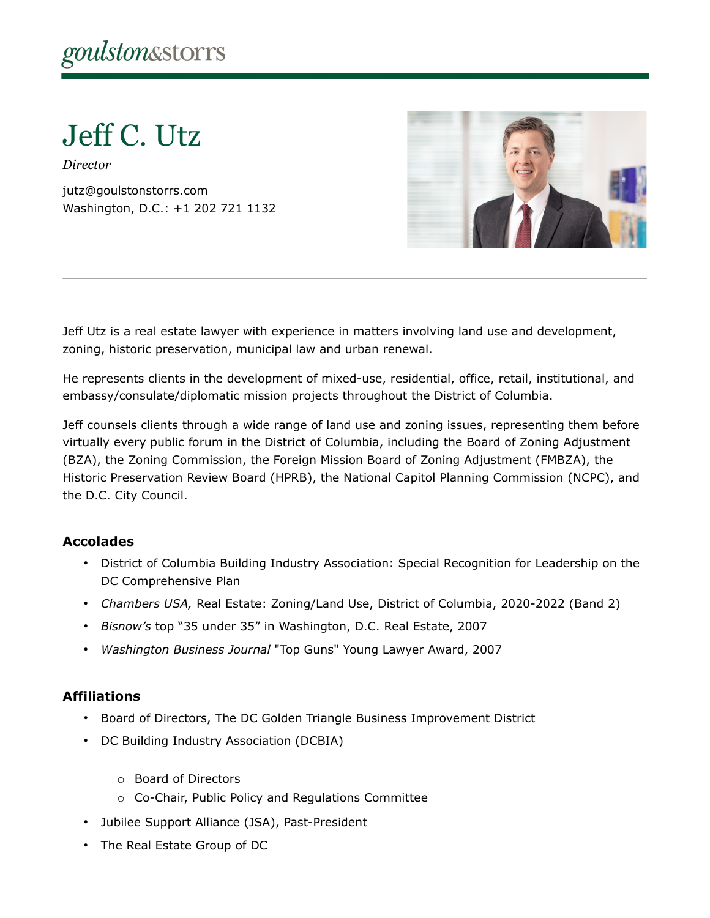goulston&storrs

# Jeff C. Utz

*Director*

jutz@goulstonstorrs.com
Washington, D.C.: +1 202 721 1132

Jeff Utz is a real estate lawyer with experience in matters involving land use and development, zoning, historic preservation, municipal law and urban renewal.

He represents clients in the development of mixed-use, residential, office, retail, institutional, and embassy/consulate/diplomatic mission projects throughout the District of Columbia.

Jeff counsels clients through a wide range of land use and zoning issues, representing them before virtually every public forum in the District of Columbia, including the Board of Zoning Adjustment (BZA), the Zoning Commission, the Foreign Mission Board of Zoning Adjustment (FMBZA), the Historic Preservation Review Board (HPRB), the National Capitol Planning Commission (NCPC), and the D.C. City Council.

## Accolades

- District of Columbia Building Industry Association: Special Recognition for Leadership on the DC Comprehensive Plan
- *Chambers USA,* Real Estate: Zoning/Land Use, District of Columbia, 2020-2022 (Band 2)
- *Bisnow's* top "35 under 35" in Washington, D.C. Real Estate, 2007
- *Washington Business Journal* "Top Guns" Young Lawyer Award, 2007

## Affiliations

- Board of Directors, The DC Golden Triangle Business Improvement District
- DC Building Industry Association (DCBIA)
  - Board of Directors
  - Co-Chair, Public Policy and Regulations Committee
- Jubilee Support Alliance (JSA), Past-President
- The Real Estate Group of DC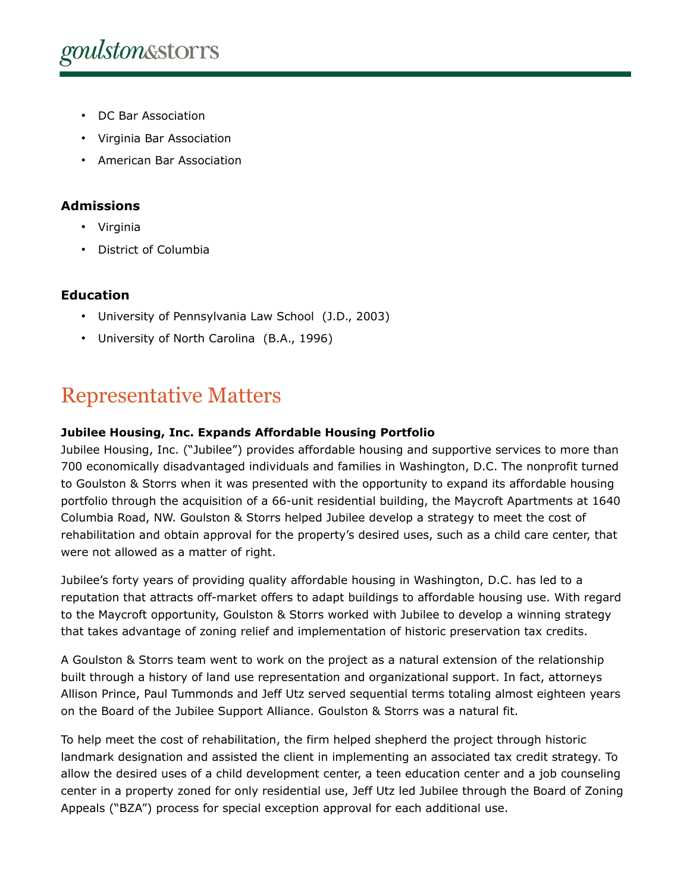- DC Bar Association
- Virginia Bar Association
- American Bar Association

### Admissions

- Virginia
- District of Columbia

### Education

- University of Pennsylvania Law School (J.D., 2003)
- University of North Carolina (B.A., 1996)

## Representative Matters

**Jubilee Housing, Inc. Expands Affordable Housing Portfolio**

Jubilee Housing, Inc. ("Jubilee") provides affordable housing and supportive services to more than 700 economically disadvantaged individuals and families in Washington, D.C. The nonprofit turned to Goulston & Storrs when it was presented with the opportunity to expand its affordable housing portfolio through the acquisition of a 66-unit residential building, the Maycroft Apartments at 1640 Columbia Road, NW. Goulston & Storrs helped Jubilee develop a strategy to meet the cost of rehabilitation and obtain approval for the property's desired uses, such as a child care center, that were not allowed as a matter of right.

Jubilee's forty years of providing quality affordable housing in Washington, D.C. has led to a reputation that attracts off-market offers to adapt buildings to affordable housing use. With regard to the Maycroft opportunity, Goulston & Storrs worked with Jubilee to develop a winning strategy that takes advantage of zoning relief and implementation of historic preservation tax credits.

A Goulston & Storrs team went to work on the project as a natural extension of the relationship built through a history of land use representation and organizational support. In fact, attorneys Allison Prince, Paul Tummonds and Jeff Utz served sequential terms totaling almost eighteen years on the Board of the Jubilee Support Alliance. Goulston & Storrs was a natural fit.

To help meet the cost of rehabilitation, the firm helped shepherd the project through historic landmark designation and assisted the client in implementing an associated tax credit strategy. To allow the desired uses of a child development center, a teen education center and a job counseling center in a property zoned for only residential use, Jeff Utz led Jubilee through the Board of Zoning Appeals ("BZA") process for special exception approval for each additional use.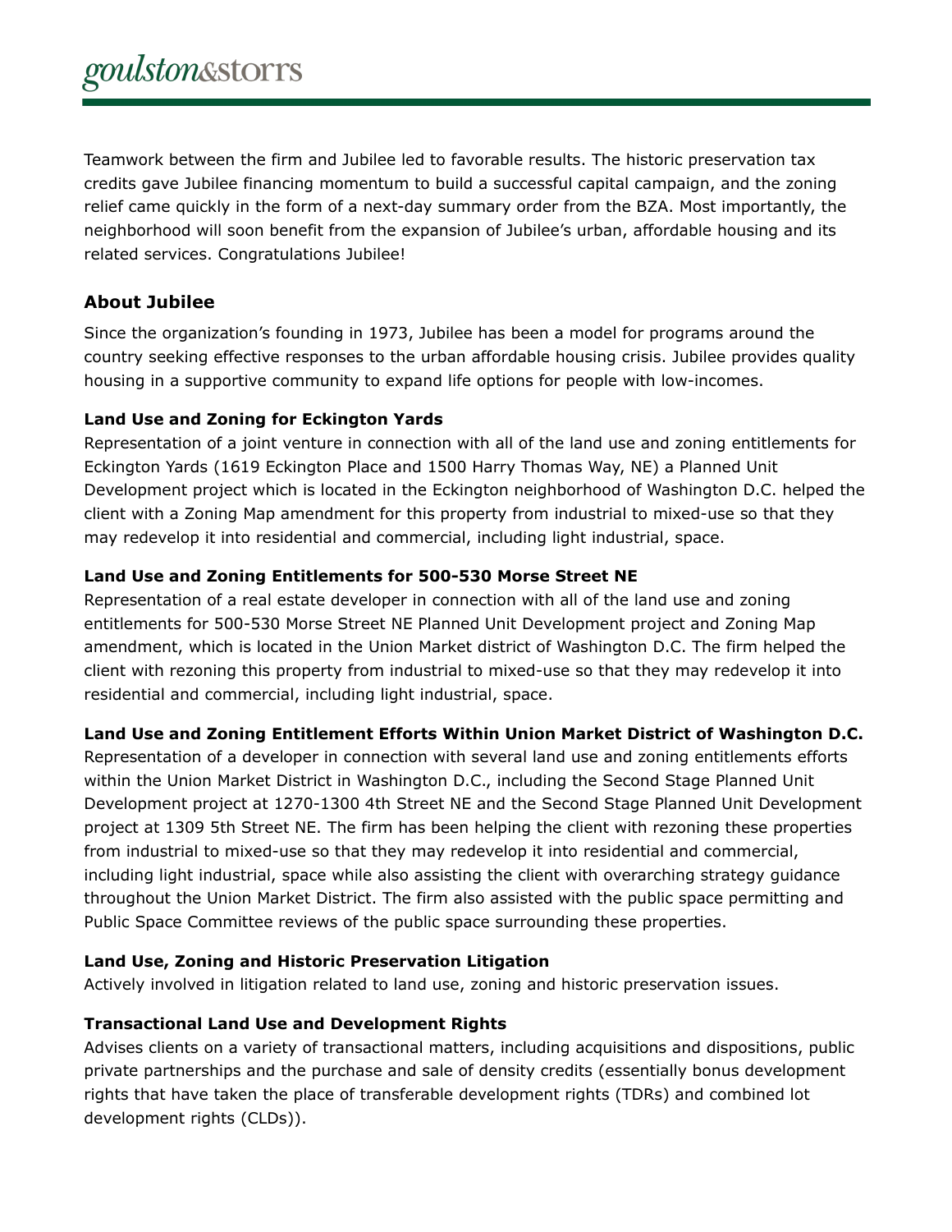Teamwork between the firm and Jubilee led to favorable results. The historic preservation tax credits gave Jubilee financing momentum to build a successful capital campaign, and the zoning relief came quickly in the form of a next-day summary order from the BZA. Most importantly, the neighborhood will soon benefit from the expansion of Jubilee's urban, affordable housing and its related services. Congratulations Jubilee!

## About Jubilee

Since the organization's founding in 1973, Jubilee has been a model for programs around the country seeking effective responses to the urban affordable housing crisis. Jubilee provides quality housing in a supportive community to expand life options for people with low-incomes.

**Land Use and Zoning for Eckington Yards**

Representation of a joint venture in connection with all of the land use and zoning entitlements for Eckington Yards (1619 Eckington Place and 1500 Harry Thomas Way, NE) a Planned Unit Development project which is located in the Eckington neighborhood of Washington D.C. helped the client with a Zoning Map amendment for this property from industrial to mixed-use so that they may redevelop it into residential and commercial, including light industrial, space.

**Land Use and Zoning Entitlements for 500-530 Morse Street NE**

Representation of a real estate developer in connection with all of the land use and zoning entitlements for 500-530 Morse Street NE Planned Unit Development project and Zoning Map amendment, which is located in the Union Market district of Washington D.C. The firm helped the client with rezoning this property from industrial to mixed-use so that they may redevelop it into residential and commercial, including light industrial, space.

**Land Use and Zoning Entitlement Efforts Within Union Market District of Washington D.C.**

Representation of a developer in connection with several land use and zoning entitlements efforts within the Union Market District in Washington D.C., including the Second Stage Planned Unit Development project at 1270-1300 4th Street NE and the Second Stage Planned Unit Development project at 1309 5th Street NE. The firm has been helping the client with rezoning these properties from industrial to mixed-use so that they may redevelop it into residential and commercial, including light industrial, space while also assisting the client with overarching strategy guidance throughout the Union Market District. The firm also assisted with the public space permitting and Public Space Committee reviews of the public space surrounding these properties.

**Land Use, Zoning and Historic Preservation Litigation**

Actively involved in litigation related to land use, zoning and historic preservation issues.

**Transactional Land Use and Development Rights**

Advises clients on a variety of transactional matters, including acquisitions and dispositions, public private partnerships and the purchase and sale of density credits (essentially bonus development rights that have taken the place of transferable development rights (TDRs) and combined lot development rights (CLDs)).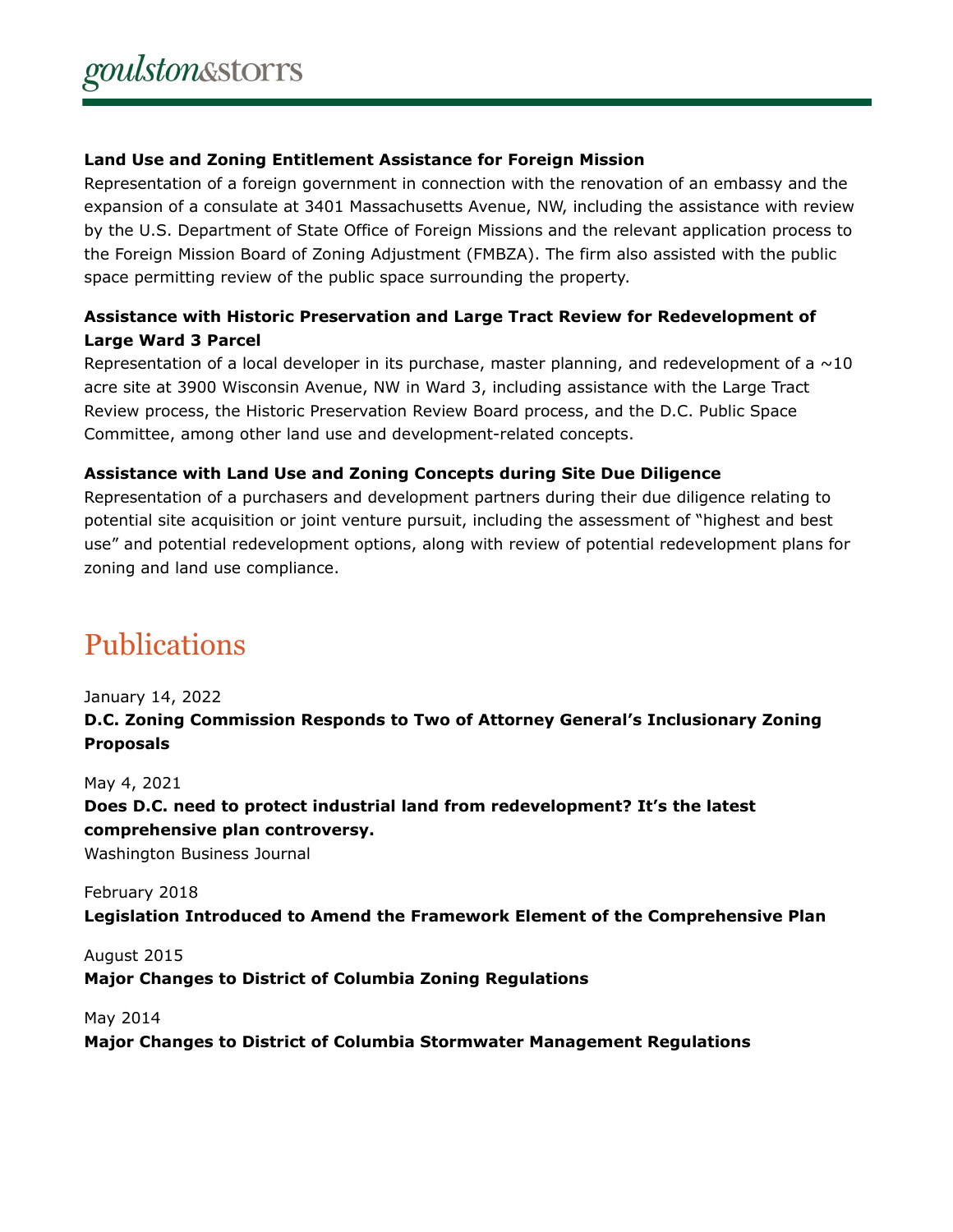**Land Use and Zoning Entitlement Assistance for Foreign Mission**

Representation of a foreign government in connection with the renovation of an embassy and the expansion of a consulate at 3401 Massachusetts Avenue, NW, including the assistance with review by the U.S. Department of State Office of Foreign Missions and the relevant application process to the Foreign Mission Board of Zoning Adjustment (FMBZA). The firm also assisted with the public space permitting review of the public space surrounding the property.

**Assistance with Historic Preservation and Large Tract Review for Redevelopment of Large Ward 3 Parcel**

Representation of a local developer in its purchase, master planning, and redevelopment of a ~10 acre site at 3900 Wisconsin Avenue, NW in Ward 3, including assistance with the Large Tract Review process, the Historic Preservation Review Board process, and the D.C. Public Space Committee, among other land use and development-related concepts.

**Assistance with Land Use and Zoning Concepts during Site Due Diligence**

Representation of a purchasers and development partners during their due diligence relating to potential site acquisition or joint venture pursuit, including the assessment of "highest and best use" and potential redevelopment options, along with review of potential redevelopment plans for zoning and land use compliance.

## Publications

January 14, 2022

**D.C. Zoning Commission Responds to Two of Attorney General's Inclusionary Zoning Proposals**

May 4, 2021

**Does D.C. need to protect industrial land from redevelopment? It's the latest comprehensive plan controversy.**

Washington Business Journal

February 2018

**Legislation Introduced to Amend the Framework Element of the Comprehensive Plan**

August 2015

**Major Changes to District of Columbia Zoning Regulations**

May 2014

**Major Changes to District of Columbia Stormwater Management Regulations**